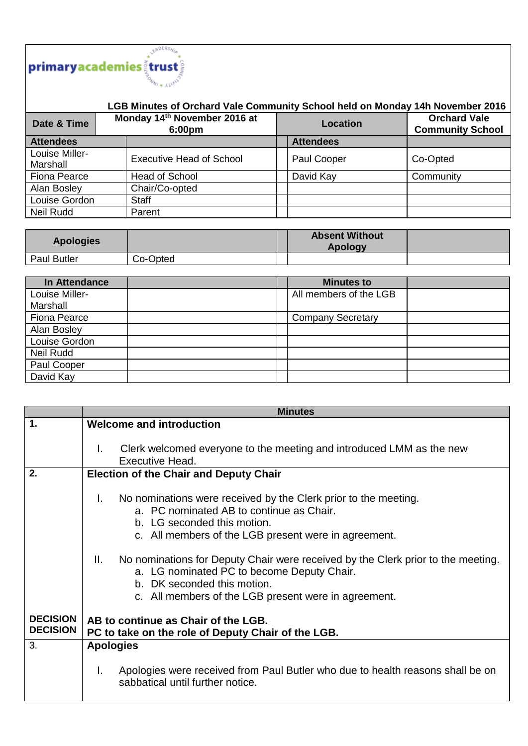primaryacademiestrust

**LGB Minutes of Orchard Vale Community School held on Monday 14h November 2016**

| Date & Time | Monday 14th November 2016 at 6:00pm | Location | Orchard Vale Community School |
|---|---|---|---|
| **Attendees** | | **Attendees** | |
| Louise Miller-Marshall | Executive Head of School | Paul Cooper | Co-Opted |
| Fiona Pearce | Head of School | David Kay | Community |
| Alan Bosley | Chair/Co-opted | | |
| Louise Gordon | Staff | | |
| Neil Rudd | Parent | | |

| Apologies | | Absent Without Apology | |
|---|---|---|---|
| Paul Butler | Co-Opted | | |

| In Attendance | | Minutes to | |
|---|---|---|---|
| Louise Miller-Marshall | | All members of the LGB | |
| Fiona Pearce | | Company Secretary | |
| Alan Bosley | | | |
| Louise Gordon | | | |
| Neil Rudd | | | |
| Paul Cooper | | | |
| David Kay | | | |

| | Minutes |
|---|---|
| **1.** | **Welcome and introduction** <br><br> I. Clerk welcomed everyone to the meeting and introduced LMM as the new Executive Head. |
| **2.** | **Election of the Chair and Deputy Chair** <br><br> I. No nominations were received by the Clerk prior to the meeting. <br> a. PC nominated AB to continue as Chair. <br> b. LG seconded this motion. <br> c. All members of the LGB present were in agreement. <br><br> II. No nominations for Deputy Chair were received by the Clerk prior to the meeting. <br> a. LG nominated PC to become Deputy Chair. <br> b. DK seconded this motion. <br> c. All members of the LGB present were in agreement. |
| **DECISION** <br> **DECISION** | **AB to continue as Chair of the LGB.** <br> **PC to take on the role of Deputy Chair of the LGB.** |
| 3. | **Apologies** <br><br> I. Apologies were received from Paul Butler who due to health reasons shall be on sabbatical until further notice. |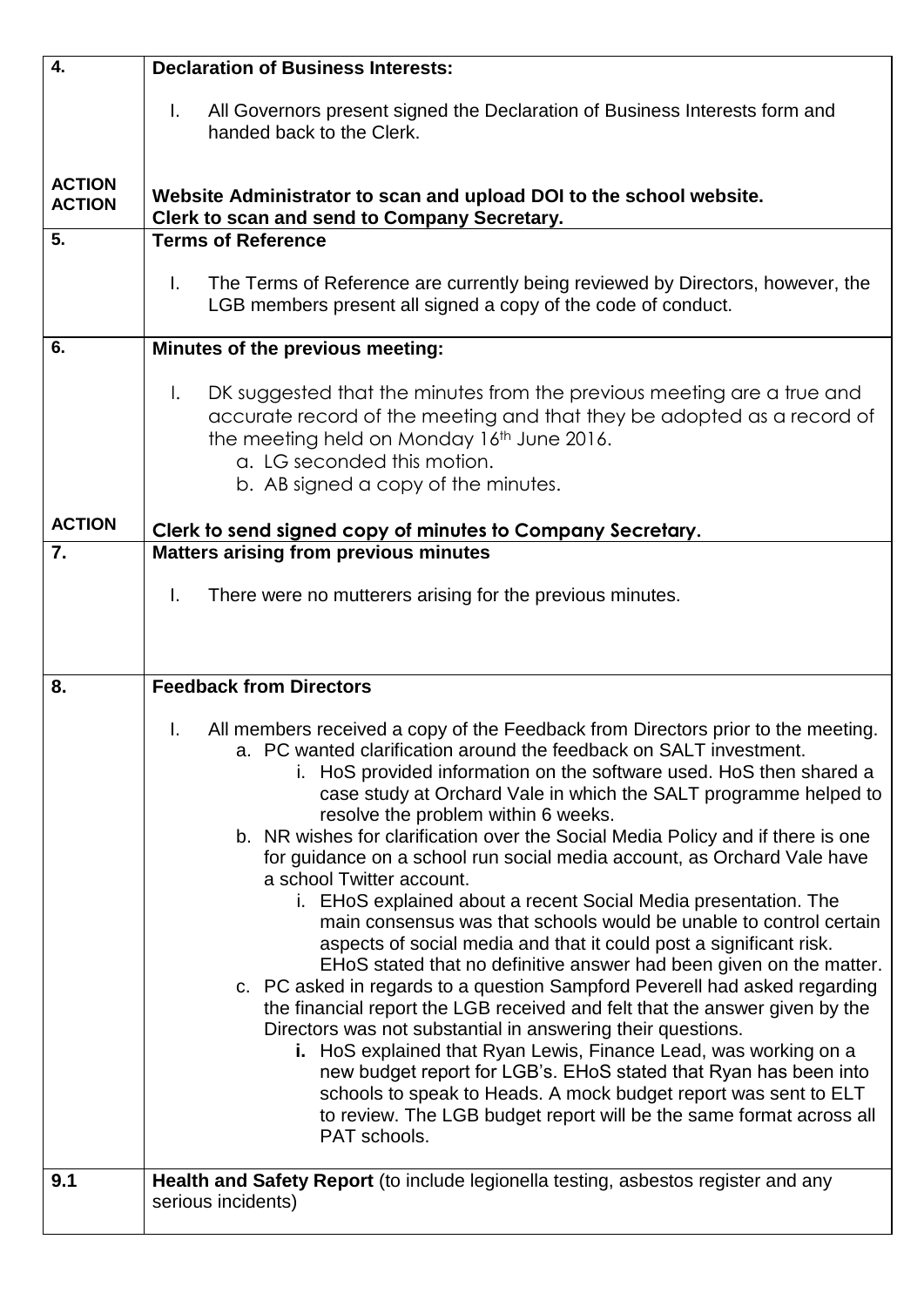| | |
|---|---|
| **4.** | **Declaration of Business Interests:**<br><br>I. All Governors present signed the Declaration of Business Interests form and handed back to the Clerk. |
| **ACTION**<br>**ACTION** | **Website Administrator to scan and upload DOI to the school website.**<br>**Clerk to scan and send to Company Secretary.** |
| **5.** | **Terms of Reference**<br><br>I. The Terms of Reference are currently being reviewed by Directors, however, the LGB members present all signed a copy of the code of conduct. |
| **6.** | **Minutes of the previous meeting:**<br><br>I. DK suggested that the minutes from the previous meeting are a true and accurate record of the meeting and that they be adopted as a record of the meeting held on Monday 16th June 2016.<br>a. LG seconded this motion.<br>b. AB signed a copy of the minutes. |
| **ACTION** | **Clerk to send signed copy of minutes to Company Secretary.** |
| **7.** | **Matters arising from previous minutes**<br><br>I. There were no mutterers arising for the previous minutes. |
| **8.** | **Feedback from Directors**<br><br>I. All members received a copy of the Feedback from Directors prior to the meeting.<br>a. PC wanted clarification around the feedback on SALT investment.<br>i. HoS provided information on the software used. HoS then shared a case study at Orchard Vale in which the SALT programme helped to resolve the problem within 6 weeks.<br>b. NR wishes for clarification over the Social Media Policy and if there is one for guidance on a school run social media account, as Orchard Vale have a school Twitter account.<br>i. EHoS explained about a recent Social Media presentation. The main consensus was that schools would be unable to control certain aspects of social media and that it could post a significant risk. EHoS stated that no definitive answer had been given on the matter.<br>c. PC asked in regards to a question Sampford Peverell had asked regarding the financial report the LGB received and felt that the answer given by the Directors was not substantial in answering their questions.<br>**i.** HoS explained that Ryan Lewis, Finance Lead, was working on a new budget report for LGB's. EHoS stated that Ryan has been into schools to speak to Heads. A mock budget report was sent to ELT to review. The LGB budget report will be the same format across all PAT schools. |
| **9.1** | **Health and Safety Report** (to include legionella testing, asbestos register and any serious incidents) |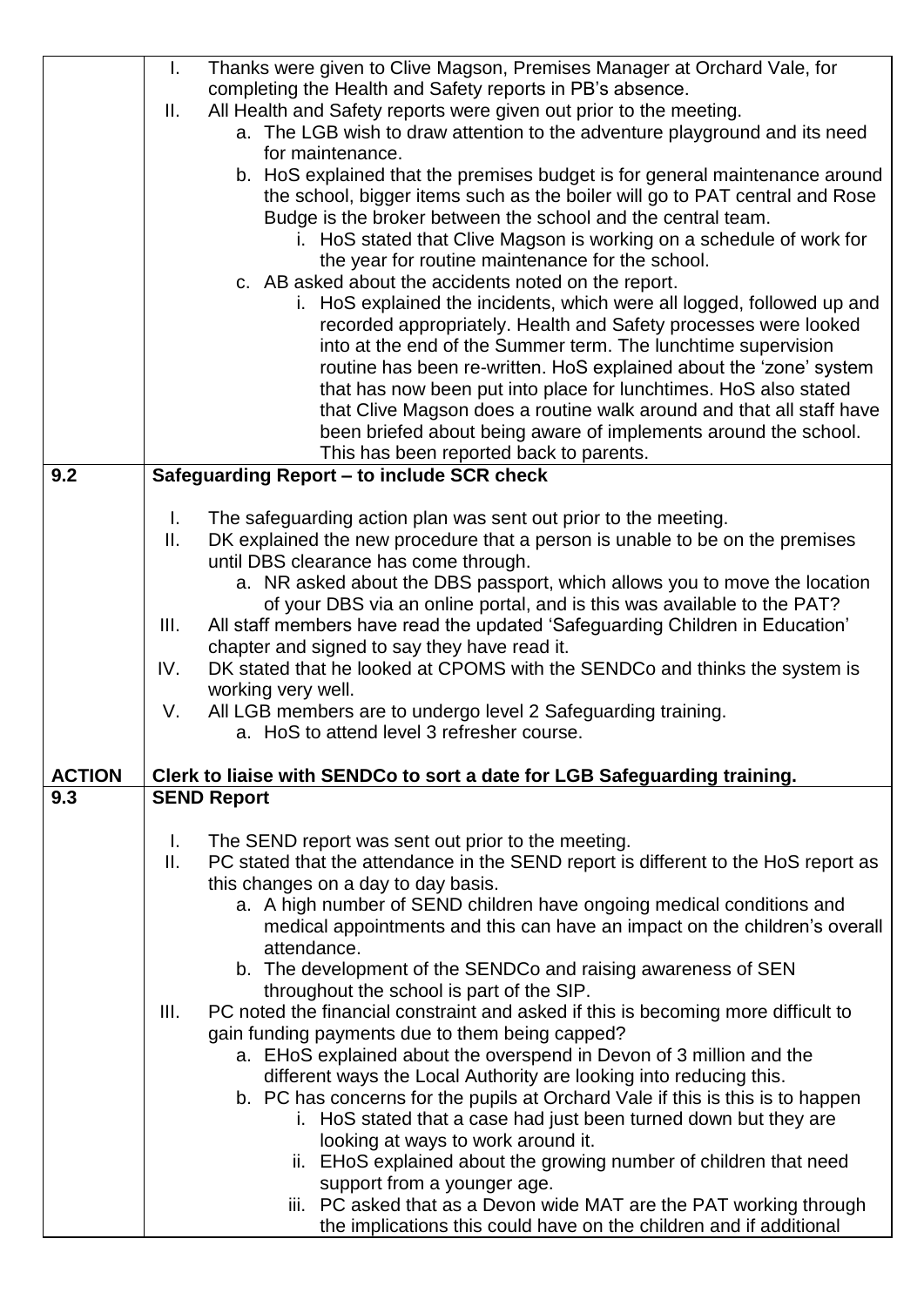| | |
|---|---|
| | I. Thanks were given to Clive Magson, Premises Manager at Orchard Vale, for completing the Health and Safety reports in PB's absence.<br>II. All Health and Safety reports were given out prior to the meeting.<br>&nbsp;&nbsp;&nbsp;a. The LGB wish to draw attention to the adventure playground and its need for maintenance.<br>&nbsp;&nbsp;&nbsp;b. HoS explained that the premises budget is for general maintenance around the school, bigger items such as the boiler will go to PAT central and Rose Budge is the broker between the school and the central team.<br>&nbsp;&nbsp;&nbsp;&nbsp;&nbsp;&nbsp;i. HoS stated that Clive Magson is working on a schedule of work for the year for routine maintenance for the school.<br>&nbsp;&nbsp;&nbsp;c. AB asked about the accidents noted on the report.<br>&nbsp;&nbsp;&nbsp;&nbsp;&nbsp;&nbsp;i. HoS explained the incidents, which were all logged, followed up and recorded appropriately. Health and Safety processes were looked into at the end of the Summer term. The lunchtime supervision routine has been re-written. HoS explained about the 'zone' system that has now been put into place for lunchtimes. HoS also stated that Clive Magson does a routine walk around and that all staff have been briefed about being aware of implements around the school. This has been reported back to parents. |
| **9.2** | **Safeguarding Report – to include SCR check**<br><br>I. The safeguarding action plan was sent out prior to the meeting.<br>II. DK explained the new procedure that a person is unable to be on the premises until DBS clearance has come through.<br>&nbsp;&nbsp;&nbsp;a. NR asked about the DBS passport, which allows you to move the location of your DBS via an online portal, and is this was available to the PAT?<br>III. All staff members have read the updated 'Safeguarding Children in Education' chapter and signed to say they have read it.<br>IV. DK stated that he looked at CPOMS with the SENDCo and thinks the system is working very well.<br>V. All LGB members are to undergo level 2 Safeguarding training.<br>&nbsp;&nbsp;&nbsp;a. HoS to attend level 3 refresher course.<br><br> |
| **ACTION** | **Clerk to liaise with SENDCo to sort a date for LGB Safeguarding training.** |
| **9.3** | **SEND Report**<br><br>I. The SEND report was sent out prior to the meeting.<br>II. PC stated that the attendance in the SEND report is different to the HoS report as this changes on a day to day basis.<br>&nbsp;&nbsp;&nbsp;a. A high number of SEND children have ongoing medical conditions and medical appointments and this can have an impact on the children's overall attendance.<br>&nbsp;&nbsp;&nbsp;b. The development of the SENDCo and raising awareness of SEN throughout the school is part of the SIP.<br>III. PC noted the financial constraint and asked if this is becoming more difficult to gain funding payments due to them being capped?<br>&nbsp;&nbsp;&nbsp;a. EHoS explained about the overspend in Devon of 3 million and the different ways the Local Authority are looking into reducing this.<br>&nbsp;&nbsp;&nbsp;b. PC has concerns for the pupils at Orchard Vale if this is this is to happen<br>&nbsp;&nbsp;&nbsp;&nbsp;&nbsp;&nbsp;i. HoS stated that a case had just been turned down but they are looking at ways to work around it.<br>&nbsp;&nbsp;&nbsp;&nbsp;&nbsp;&nbsp;ii. EHoS explained about the growing number of children that need support from a younger age.<br>&nbsp;&nbsp;&nbsp;&nbsp;&nbsp;&nbsp;iii. PC asked that as a Devon wide MAT are the PAT working through the implications this could have on the children and if additional |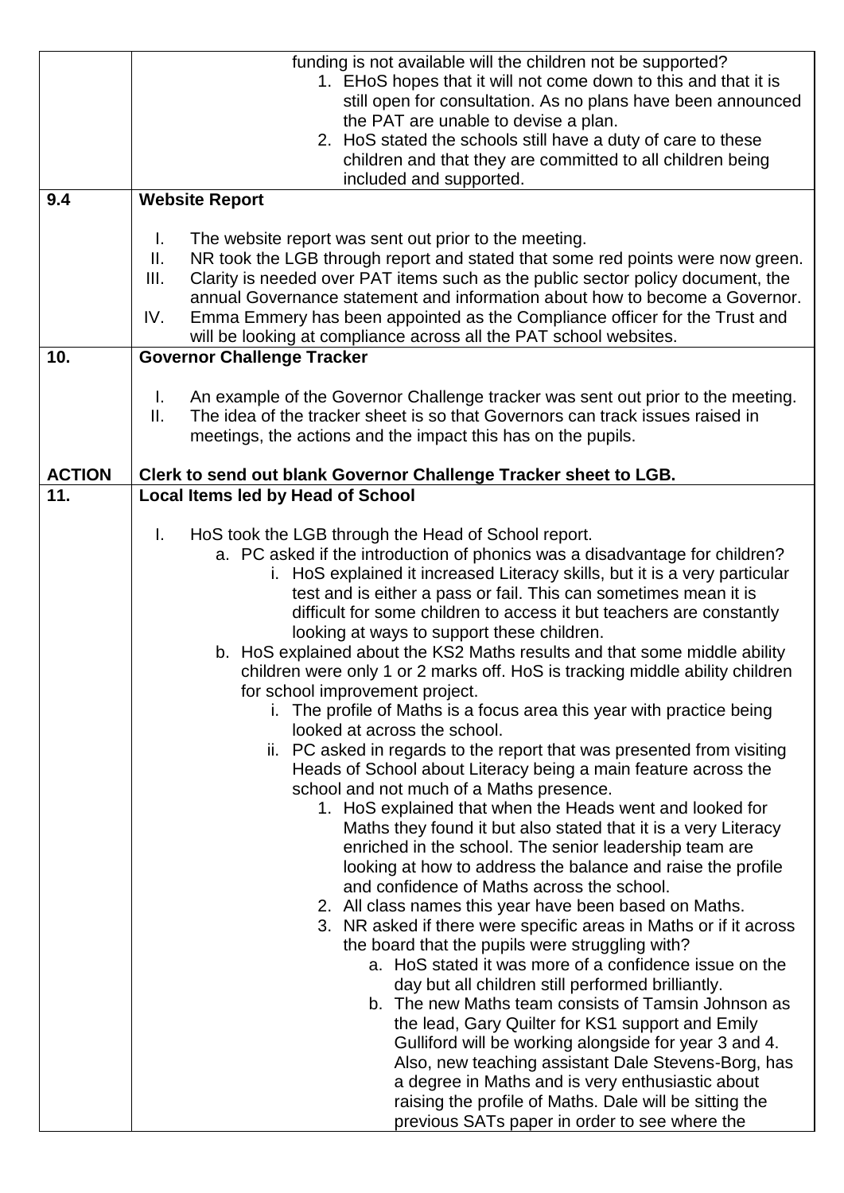| | |
|---|---|
| | funding is not available will the children not be supported?<br>1. EHoS hopes that it will not come down to this and that it is still open for consultation. As no plans have been announced the PAT are unable to devise a plan.<br>2. HoS stated the schools still have a duty of care to these children and that they are committed to all children being included and supported. |
| **9.4** | **Website Report**<br><br>I. The website report was sent out prior to the meeting.<br>II. NR took the LGB through report and stated that some red points were now green.<br>III. Clarity is needed over PAT items such as the public sector policy document, the annual Governance statement and information about how to become a Governor.<br>IV. Emma Emmery has been appointed as the Compliance officer for the Trust and will be looking at compliance across all the PAT school websites. |
| **10.** | **Governor Challenge Tracker**<br><br>I. An example of the Governor Challenge tracker was sent out prior to the meeting.<br>II. The idea of the tracker sheet is so that Governors can track issues raised in meetings, the actions and the impact this has on the pupils. |
| **ACTION** | **Clerk to send out blank Governor Challenge Tracker sheet to LGB.** |
| **11.** | **Local Items led by Head of School**<br><br>I. HoS took the LGB through the Head of School report.<br>a. PC asked if the introduction of phonics was a disadvantage for children?<br>i. HoS explained it increased Literacy skills, but it is a very particular test and is either a pass or fail. This can sometimes mean it is difficult for some children to access it but teachers are constantly looking at ways to support these children.<br>b. HoS explained about the KS2 Maths results and that some middle ability children were only 1 or 2 marks off. HoS is tracking middle ability children for school improvement project.<br>i. The profile of Maths is a focus area this year with practice being looked at across the school.<br>ii. PC asked in regards to the report that was presented from visiting Heads of School about Literacy being a main feature across the school and not much of a Maths presence.<br>1. HoS explained that when the Heads went and looked for Maths they found it but also stated that it is a very Literacy enriched in the school. The senior leadership team are looking at how to address the balance and raise the profile and confidence of Maths across the school.<br>2. All class names this year have been based on Maths.<br>3. NR asked if there were specific areas in Maths or if it across the board that the pupils were struggling with?<br>a. HoS stated it was more of a confidence issue on the day but all children still performed brilliantly.<br>b. The new Maths team consists of Tamsin Johnson as the lead, Gary Quilter for KS1 support and Emily Gulliford will be working alongside for year 3 and 4. Also, new teaching assistant Dale Stevens-Borg, has a degree in Maths and is very enthusiastic about raising the profile of Maths. Dale will be sitting the previous SATs paper in order to see where the |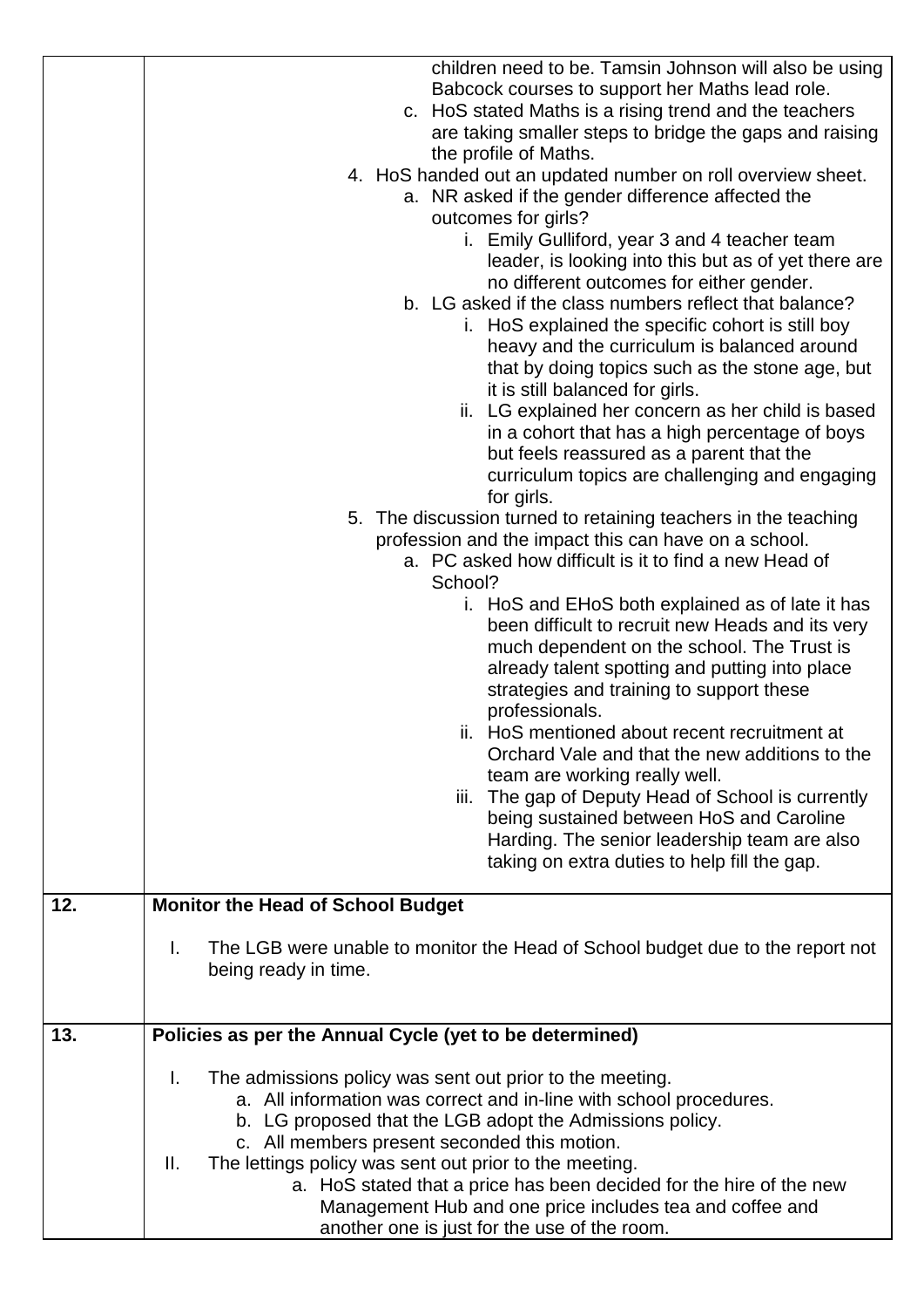| | |
|---|---|
| | children need to be. Tamsin Johnson will also be using Babcock courses to support her Maths lead role.<br>c. HoS stated Maths is a rising trend and the teachers are taking smaller steps to bridge the gaps and raising the profile of Maths.<br>4. HoS handed out an updated number on roll overview sheet.<br>a. NR asked if the gender difference affected the outcomes for girls?<br>i. Emily Gulliford, year 3 and 4 teacher team leader, is looking into this but as of yet there are no different outcomes for either gender.<br>b. LG asked if the class numbers reflect that balance?<br>i. HoS explained the specific cohort is still boy heavy and the curriculum is balanced around that by doing topics such as the stone age, but it is still balanced for girls.<br>ii. LG explained her concern as her child is based in a cohort that has a high percentage of boys but feels reassured as a parent that the curriculum topics are challenging and engaging for girls.<br>5. The discussion turned to retaining teachers in the teaching profession and the impact this can have on a school.<br>a. PC asked how difficult is it to find a new Head of School?<br>i. HoS and EHoS both explained as of late it has been difficult to recruit new Heads and its very much dependent on the school. The Trust is already talent spotting and putting into place strategies and training to support these professionals.<br>ii. HoS mentioned about recent recruitment at Orchard Vale and that the new additions to the team are working really well.<br>iii. The gap of Deputy Head of School is currently being sustained between HoS and Caroline Harding. The senior leadership team are also taking on extra duties to help fill the gap. |
| **12.** | **Monitor the Head of School Budget**<br><br>I. The LGB were unable to monitor the Head of School budget due to the report not being ready in time. |
| **13.** | **Policies as per the Annual Cycle (yet to be determined)**<br><br>I. The admissions policy was sent out prior to the meeting.<br>a. All information was correct and in-line with school procedures.<br>b. LG proposed that the LGB adopt the Admissions policy.<br>c. All members present seconded this motion.<br>II. The lettings policy was sent out prior to the meeting.<br>a. HoS stated that a price has been decided for the hire of the new Management Hub and one price includes tea and coffee and another one is just for the use of the room. |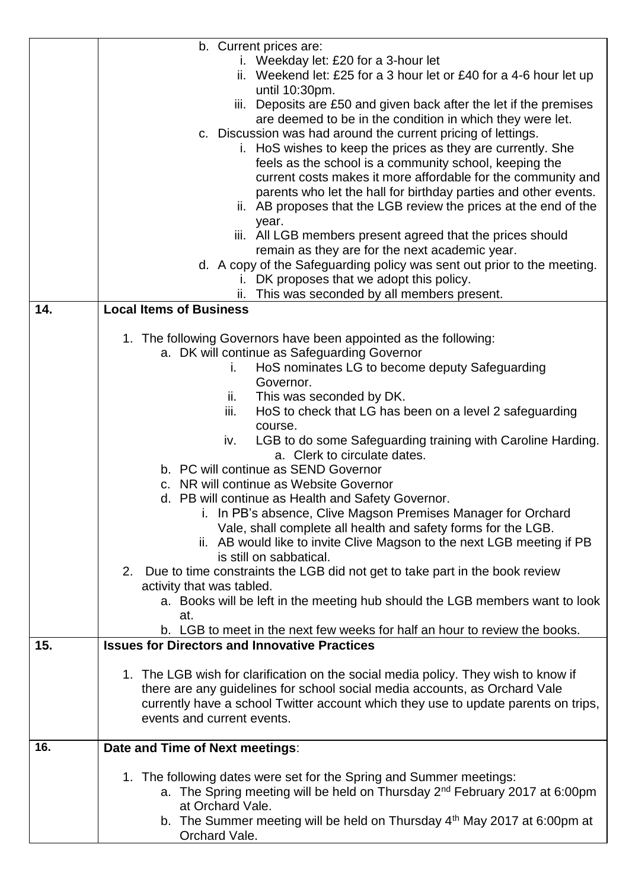| | |
|---|---|
| | b. Current prices are:<br>i. Weekday let: £20 for a 3-hour let<br>ii. Weekend let: £25 for a 3 hour let or £40 for a 4-6 hour let up until 10:30pm.<br>iii. Deposits are £50 and given back after the let if the premises are deemed to be in the condition in which they were let.<br>c. Discussion was had around the current pricing of lettings.<br>i. HoS wishes to keep the prices as they are currently. She feels as the school is a community school, keeping the current costs makes it more affordable for the community and parents who let the hall for birthday parties and other events.<br>ii. AB proposes that the LGB review the prices at the end of the year.<br>iii. All LGB members present agreed that the prices should remain as they are for the next academic year.<br>d. A copy of the Safeguarding policy was sent out prior to the meeting.<br>i. DK proposes that we adopt this policy.<br>ii. This was seconded by all members present. |
| **14.** | **Local Items of Business**<br><br>1. The following Governors have been appointed as the following:<br>a. DK will continue as Safeguarding Governor<br>i. HoS nominates LG to become deputy Safeguarding Governor.<br>ii. This was seconded by DK.<br>iii. HoS to check that LG has been on a level 2 safeguarding course.<br>iv. LGB to do some Safeguarding training with Caroline Harding.<br>a. Clerk to circulate dates.<br>b. PC will continue as SEND Governor<br>c. NR will continue as Website Governor<br>d. PB will continue as Health and Safety Governor.<br>i. In PB's absence, Clive Magson Premises Manager for Orchard Vale, shall complete all health and safety forms for the LGB.<br>ii. AB would like to invite Clive Magson to the next LGB meeting if PB is still on sabbatical.<br>2. Due to time constraints the LGB did not get to take part in the book review activity that was tabled.<br>a. Books will be left in the meeting hub should the LGB members want to look at.<br>b. LGB to meet in the next few weeks for half an hour to review the books. |
| **15.** | **Issues for Directors and Innovative Practices**<br><br>1. The LGB wish for clarification on the social media policy. They wish to know if there are any guidelines for school social media accounts, as Orchard Vale currently have a school Twitter account which they use to update parents on trips, events and current events. |
| **16.** | **Date and Time of Next meetings**:<br><br>1. The following dates were set for the Spring and Summer meetings:<br>a. The Spring meeting will be held on Thursday 2nd February 2017 at 6:00pm at Orchard Vale.<br>b. The Summer meeting will be held on Thursday 4th May 2017 at 6:00pm at Orchard Vale. |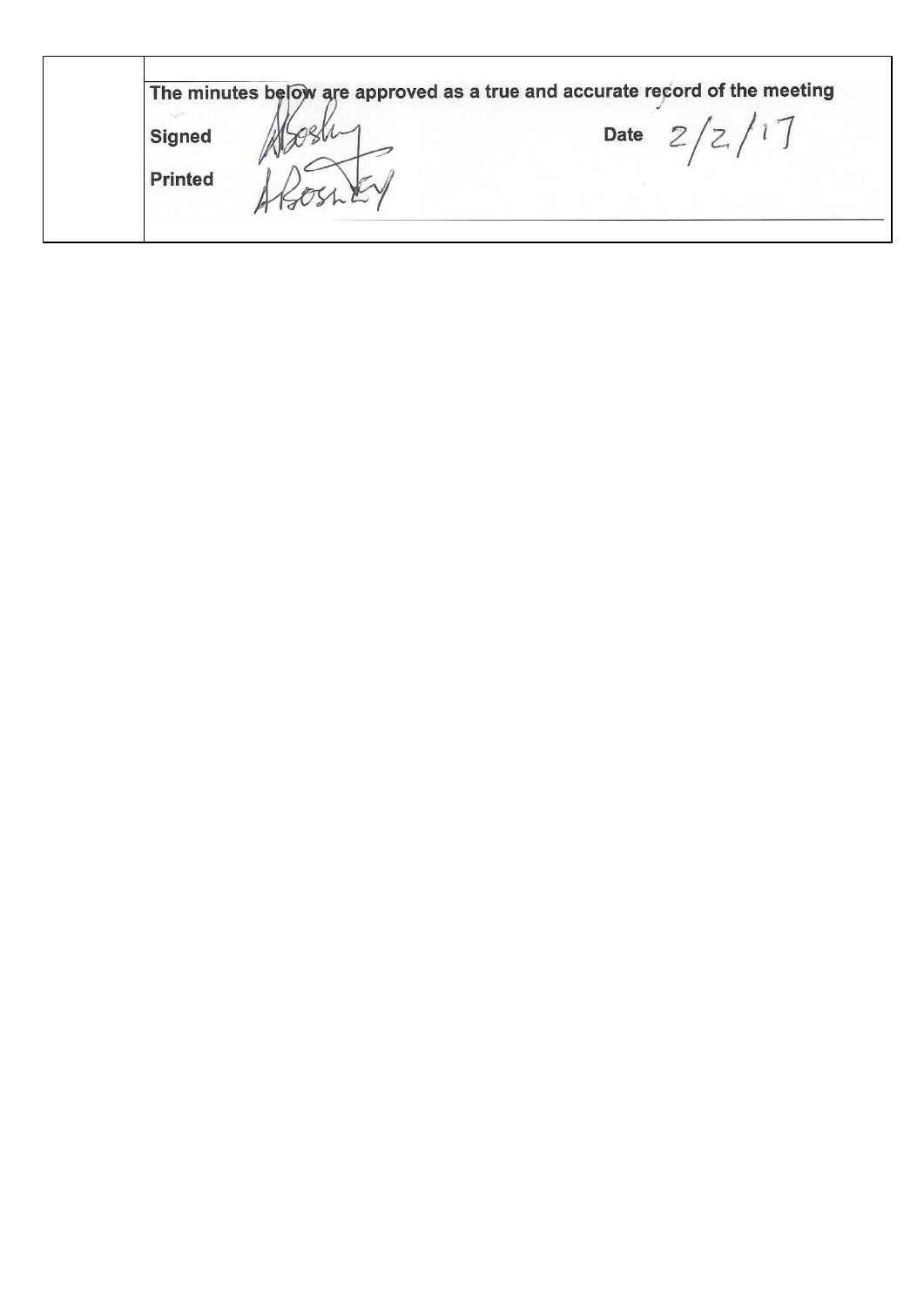| | |
|---|---|
| | The minutes below are approved as a true and accurate record of the meeting<br><br>Signed A Bosley Date 2/2/17<br><br>Printed A BOSLEY |